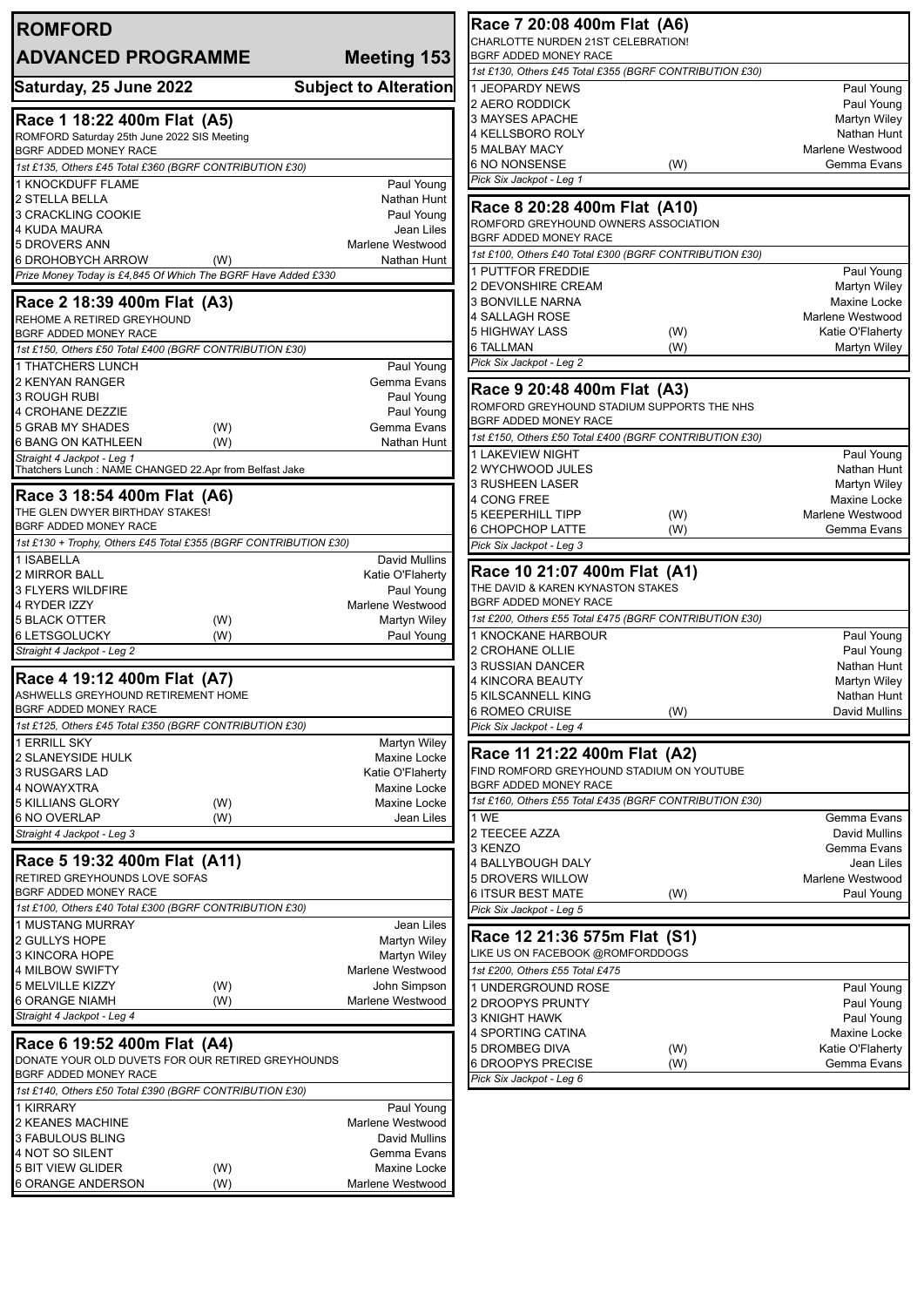# ROMFORD

## ADVANCED PROGRAMME — Meeting 153

**Saturday, 25 June 2022** — **Subject to Alteration**

### Race 1 18:22 400m Flat (A5)

ROMFORD Saturday 25th June 2022 SIS Meeting
BGRF ADDED MONEY RACE

*1st £135, Others £45 Total £360 (BGRF CONTRIBUTION £30)*

| Trap | Greyhound | | Trainer |
|---|---|---|---|
| 1 | KNOCKDUFF FLAME | | Paul Young |
| 2 | STELLA BELLA | | Nathan Hunt |
| 3 | CRACKLING COOKIE | | Paul Young |
| 4 | KUDA MAURA | | Jean Liles |
| 5 | DROVERS ANN | | Marlene Westwood |
| 6 | DROHOBYCH ARROW | (W) | Nathan Hunt |

*Prize Money Today is £4,845 Of Which The BGRF Have Added £330*

### Race 2 18:39 400m Flat (A3)

REHOME A RETIRED GREYHOUND
BGRF ADDED MONEY RACE

*1st £150, Others £50 Total £400 (BGRF CONTRIBUTION £30)*

| Trap | Greyhound | | Trainer |
|---|---|---|---|
| 1 | THATCHERS LUNCH | | Paul Young |
| 2 | KENYAN RANGER | | Gemma Evans |
| 3 | ROUGH RUBI | | Paul Young |
| 4 | CROHANE DEZZIE | | Paul Young |
| 5 | GRAB MY SHADES | (W) | Gemma Evans |
| 6 | BANG ON KATHLEEN | (W) | Nathan Hunt |

*Straight 4 Jackpot - Leg 1*
Thatchers Lunch : NAME CHANGED 22.Apr from Belfast Jake

### Race 3 18:54 400m Flat (A6)

THE GLEN DWYER BIRTHDAY STAKES!
BGRF ADDED MONEY RACE

*1st £130 + Trophy, Others £45 Total £355 (BGRF CONTRIBUTION £30)*

| Trap | Greyhound | | Trainer |
|---|---|---|---|
| 1 | ISABELLA | | David Mullins |
| 2 | MIRROR BALL | | Katie O'Flaherty |
| 3 | FLYERS WILDFIRE | | Paul Young |
| 4 | RYDER IZZY | | Marlene Westwood |
| 5 | BLACK OTTER | (W) | Martyn Wiley |
| 6 | LETSGOLUCKY | (W) | Paul Young |

*Straight 4 Jackpot - Leg 2*

### Race 4 19:12 400m Flat (A7)

ASHWELLS GREYHOUND RETIREMENT HOME
BGRF ADDED MONEY RACE

*1st £125, Others £45 Total £350 (BGRF CONTRIBUTION £30)*

| Trap | Greyhound | | Trainer |
|---|---|---|---|
| 1 | ERRILL SKY | | Martyn Wiley |
| 2 | SLANEYSIDE HULK | | Maxine Locke |
| 3 | RUSGARS LAD | | Katie O'Flaherty |
| 4 | NOWAYXTRA | | Maxine Locke |
| 5 | KILLIANS GLORY | (W) | Maxine Locke |
| 6 | NO OVERLAP | (W) | Jean Liles |

*Straight 4 Jackpot - Leg 3*

### Race 5 19:32 400m Flat (A11)

RETIRED GREYHOUNDS LOVE SOFAS
BGRF ADDED MONEY RACE

*1st £100, Others £40 Total £300 (BGRF CONTRIBUTION £30)*

| Trap | Greyhound | | Trainer |
|---|---|---|---|
| 1 | MUSTANG MURRAY | | Jean Liles |
| 2 | GULLYS HOPE | | Martyn Wiley |
| 3 | KINCORA HOPE | | Martyn Wiley |
| 4 | MILBOW SWIFTY | | Marlene Westwood |
| 5 | MELVILLE KIZZY | (W) | John Simpson |
| 6 | ORANGE NIAMH | (W) | Marlene Westwood |

*Straight 4 Jackpot - Leg 4*

### Race 6 19:52 400m Flat (A4)

DONATE YOUR OLD DUVETS FOR OUR RETIRED GREYHOUNDS
BGRF ADDED MONEY RACE

*1st £140, Others £50 Total £390 (BGRF CONTRIBUTION £30)*

| Trap | Greyhound | | Trainer |
|---|---|---|---|
| 1 | KIRRARY | | Paul Young |
| 2 | KEANES MACHINE | | Marlene Westwood |
| 3 | FABULOUS BLING | | David Mullins |
| 4 | NOT SO SILENT | | Gemma Evans |
| 5 | BIT VIEW GLIDER | (W) | Maxine Locke |
| 6 | ORANGE ANDERSON | (W) | Marlene Westwood |

### Race 7 20:08 400m Flat (A6)

CHARLOTTE NURDEN 21ST CELEBRATION!
BGRF ADDED MONEY RACE

*1st £130, Others £45 Total £355 (BGRF CONTRIBUTION £30)*

| Trap | Greyhound | | Trainer |
|---|---|---|---|
| 1 | JEOPARDY NEWS | | Paul Young |
| 2 | AERO RODDICK | | Paul Young |
| 3 | MAYSES APACHE | | Martyn Wiley |
| 4 | KELLSBORO ROLY | | Nathan Hunt |
| 5 | MALBAY MACY | | Marlene Westwood |
| 6 | NO NONSENSE | (W) | Gemma Evans |

*Pick Six Jackpot - Leg 1*

### Race 8 20:28 400m Flat (A10)

ROMFORD GREYHOUND OWNERS ASSOCIATION
BGRF ADDED MONEY RACE

*1st £100, Others £40 Total £300 (BGRF CONTRIBUTION £30)*

| Trap | Greyhound | | Trainer |
|---|---|---|---|
| 1 | PUTTFOR FREDDIE | | Paul Young |
| 2 | DEVONSHIRE CREAM | | Martyn Wiley |
| 3 | BONVILLE NARNA | | Maxine Locke |
| 4 | SALLAGH ROSE | | Marlene Westwood |
| 5 | HIGHWAY LASS | (W) | Katie O'Flaherty |
| 6 | TALLMAN | (W) | Martyn Wiley |

*Pick Six Jackpot - Leg 2*

### Race 9 20:48 400m Flat (A3)

ROMFORD GREYHOUND STADIUM SUPPORTS THE NHS
BGRF ADDED MONEY RACE

*1st £150, Others £50 Total £400 (BGRF CONTRIBUTION £30)*

| Trap | Greyhound | | Trainer |
|---|---|---|---|
| 1 | LAKEVIEW NIGHT | | Paul Young |
| 2 | WYCHWOOD JULES | | Nathan Hunt |
| 3 | RUSHEEN LASER | | Martyn Wiley |
| 4 | CONG FREE | | Maxine Locke |
| 5 | KEEPERHILL TIPP | (W) | Marlene Westwood |
| 6 | CHOPCHOP LATTE | (W) | Gemma Evans |

*Pick Six Jackpot - Leg 3*

### Race 10 21:07 400m Flat (A1)

THE DAVID & KAREN KYNASTON STAKES
BGRF ADDED MONEY RACE

*1st £200, Others £55 Total £475 (BGRF CONTRIBUTION £30)*

| Trap | Greyhound | | Trainer |
|---|---|---|---|
| 1 | KNOCKANE HARBOUR | | Paul Young |
| 2 | CROHANE OLLIE | | Paul Young |
| 3 | RUSSIAN DANCER | | Nathan Hunt |
| 4 | KINCORA BEAUTY | | Martyn Wiley |
| 5 | KILSCANNELL KING | | Nathan Hunt |
| 6 | ROMEO CRUISE | (W) | David Mullins |

*Pick Six Jackpot - Leg 4*

### Race 11 21:22 400m Flat (A2)

FIND ROMFORD GREYHOUND STADIUM ON YOUTUBE
BGRF ADDED MONEY RACE

*1st £160, Others £55 Total £435 (BGRF CONTRIBUTION £30)*

| Trap | Greyhound | | Trainer |
|---|---|---|---|
| 1 | WE | | Gemma Evans |
| 2 | TEECEE AZZA | | David Mullins |
| 3 | KENZO | | Gemma Evans |
| 4 | BALLYBOUGH DALY | | Jean Liles |
| 5 | DROVERS WILLOW | | Marlene Westwood |
| 6 | ITSUR BEST MATE | (W) | Paul Young |

*Pick Six Jackpot - Leg 5*

### Race 12 21:36 575m Flat (S1)

LIKE US ON FACEBOOK @ROMFORDDOGS

*1st £200, Others £55 Total £475*

| Trap | Greyhound | | Trainer |
|---|---|---|---|
| 1 | UNDERGROUND ROSE | | Paul Young |
| 2 | DROOPYS PRUNTY | | Paul Young |
| 3 | KNIGHT HAWK | | Paul Young |
| 4 | SPORTING CATINA | | Maxine Locke |
| 5 | DROMBEG DIVA | (W) | Katie O'Flaherty |
| 6 | DROOPYS PRECISE | (W) | Gemma Evans |

*Pick Six Jackpot - Leg 6*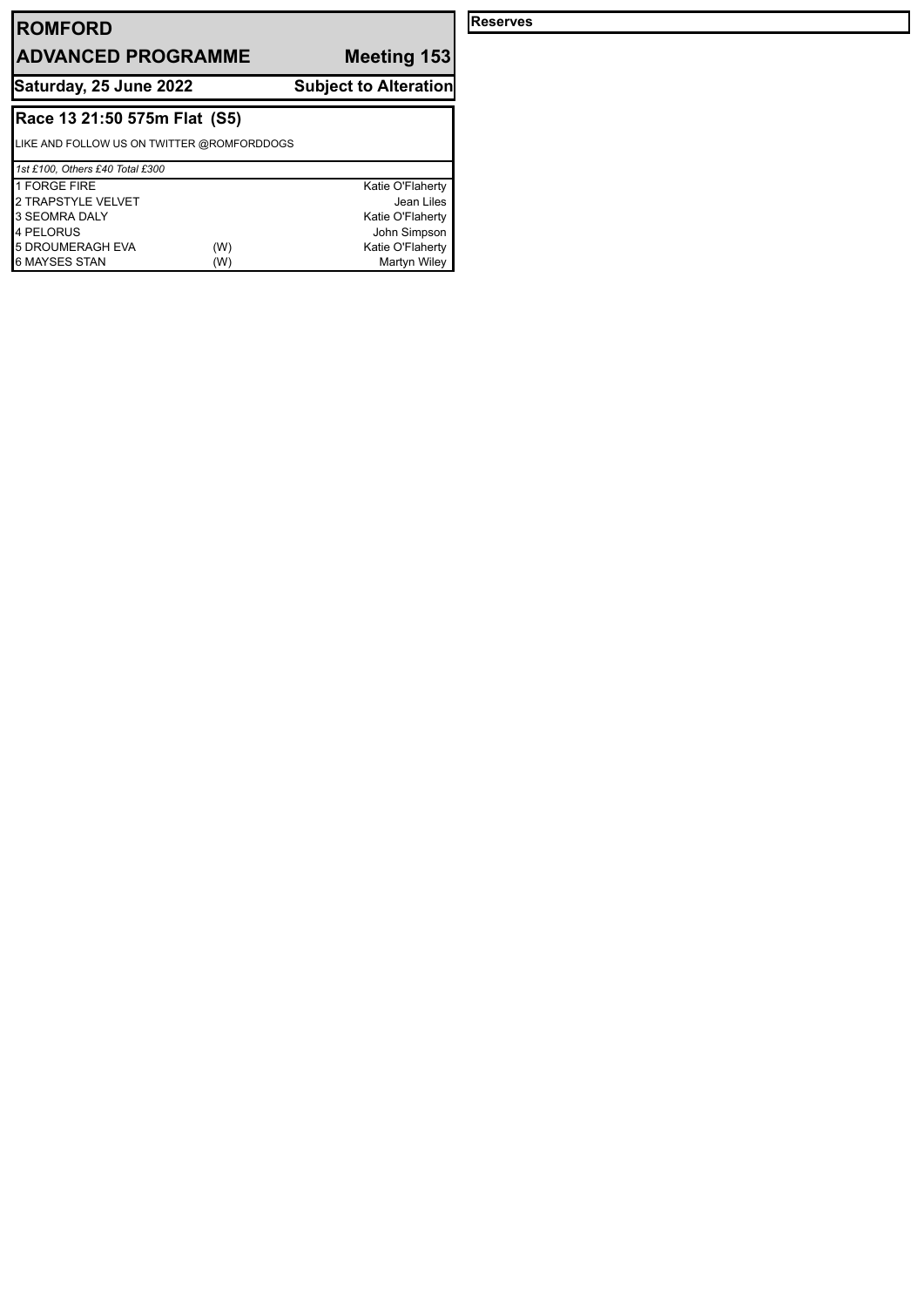# ROMFORD

## ADVANCED PROGRAMME — Meeting 153

**Saturday, 25 June 2022** — **Subject to Alteration**

### Race 13 21:50 575m Flat (S5)

LIKE AND FOLLOW US ON TWITTER @ROMFORDDOGS

*1st £100, Others £40 Total £300*

| | | |
|---|---|---|
| 1 FORGE FIRE | | Katie O'Flaherty |
| 2 TRAPSTYLE VELVET | | Jean Liles |
| 3 SEOMRA DALY | | Katie O'Flaherty |
| 4 PELORUS | | John Simpson |
| 5 DROUMERAGH EVA | (W) | Katie O'Flaherty |
| 6 MAYSES STAN | (W) | Martyn Wiley |

**Reserves**